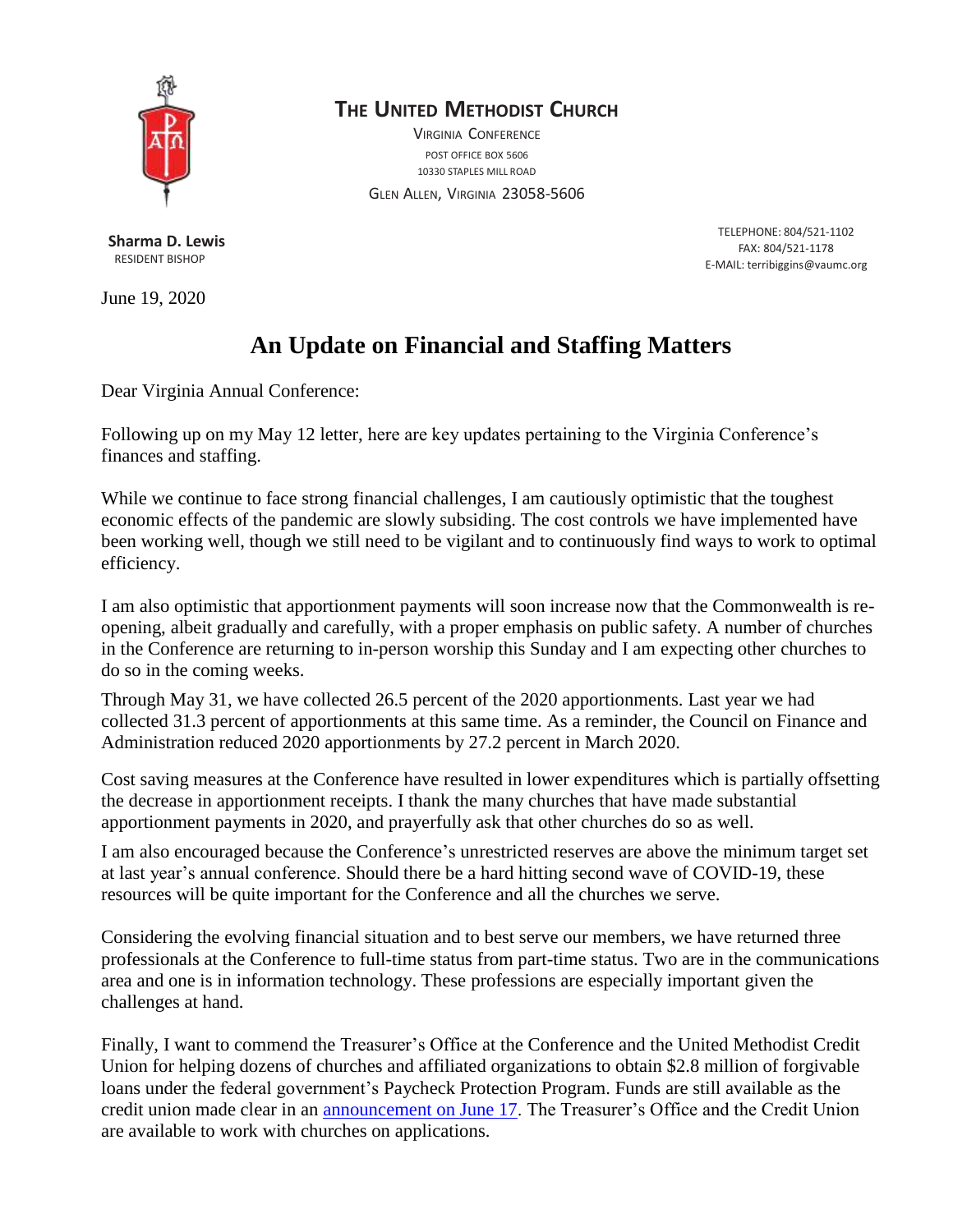**THE UNITED METHODIST CHURCH**

VIRGINIA CONFERENCE
POST OFFICE BOX 5606
10330 STAPLES MILL ROAD
GLEN ALLEN, VIRGINIA 23058-5606

**Sharma D. Lewis**
RESIDENT BISHOP

TELEPHONE: 804/521-1102
FAX: 804/521-1178
E-MAIL: terribiggins@vaumc.org

June 19, 2020

# An Update on Financial and Staffing Matters

Dear Virginia Annual Conference:

Following up on my May 12 letter, here are key updates pertaining to the Virginia Conference's finances and staffing.

While we continue to face strong financial challenges, I am cautiously optimistic that the toughest economic effects of the pandemic are slowly subsiding. The cost controls we have implemented have been working well, though we still need to be vigilant and to continuously find ways to work to optimal efficiency.

I am also optimistic that apportionment payments will soon increase now that the Commonwealth is re-opening, albeit gradually and carefully, with a proper emphasis on public safety. A number of churches in the Conference are returning to in-person worship this Sunday and I am expecting other churches to do so in the coming weeks.

Through May 31, we have collected 26.5 percent of the 2020 apportionments. Last year we had collected 31.3 percent of apportionments at this same time. As a reminder, the Council on Finance and Administration reduced 2020 apportionments by 27.2 percent in March 2020.

Cost saving measures at the Conference have resulted in lower expenditures which is partially offsetting the decrease in apportionment receipts. I thank the many churches that have made substantial apportionment payments in 2020, and prayerfully ask that other churches do so as well.

I am also encouraged because the Conference's unrestricted reserves are above the minimum target set at last year's annual conference. Should there be a hard hitting second wave of COVID-19, these resources will be quite important for the Conference and all the churches we serve.

Considering the evolving financial situation and to best serve our members, we have returned three professionals at the Conference to full-time status from part-time status. Two are in the communications area and one is in information technology. These professions are especially important given the challenges at hand.

Finally, I want to commend the Treasurer's Office at the Conference and the United Methodist Credit Union for helping dozens of churches and affiliated organizations to obtain $2.8 million of forgivable loans under the federal government's Paycheck Protection Program. Funds are still available as the credit union made clear in an announcement on June 17. The Treasurer's Office and the Credit Union are available to work with churches on applications.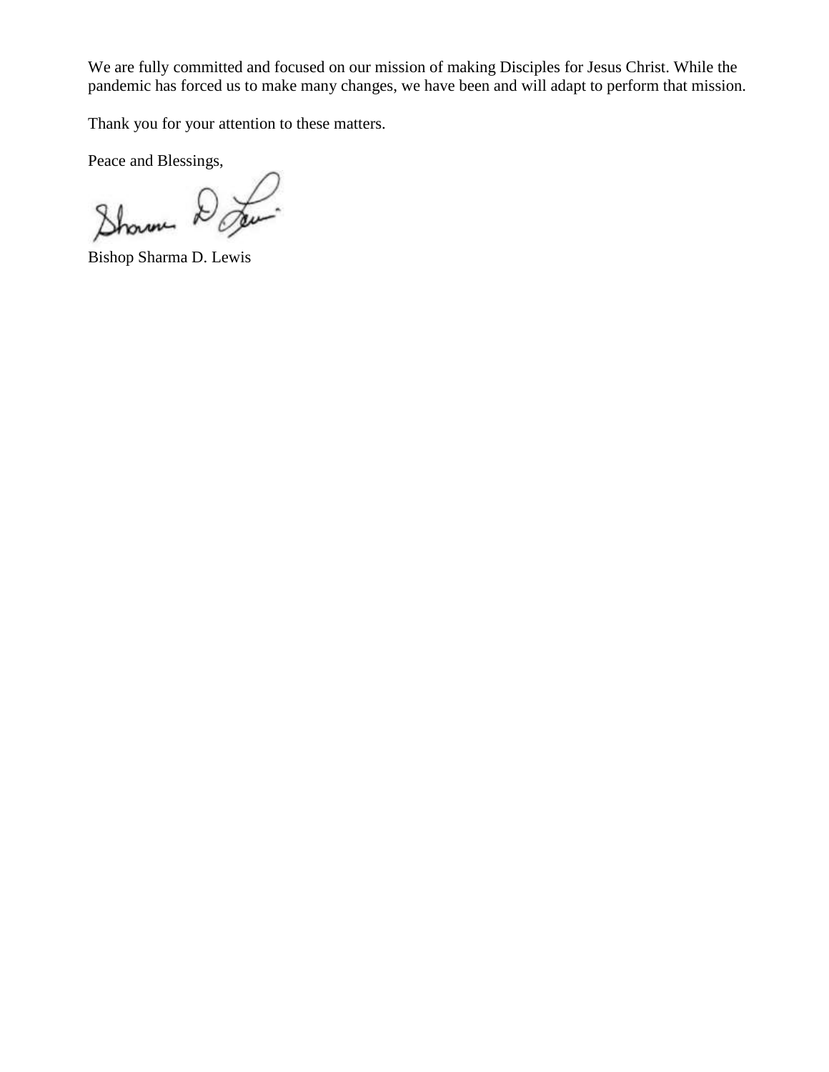We are fully committed and focused on our mission of making Disciples for Jesus Christ. While the pandemic has forced us to make many changes, we have been and will adapt to perform that mission.

Thank you for your attention to these matters.

Peace and Blessings,

Bishop Sharma D. Lewis